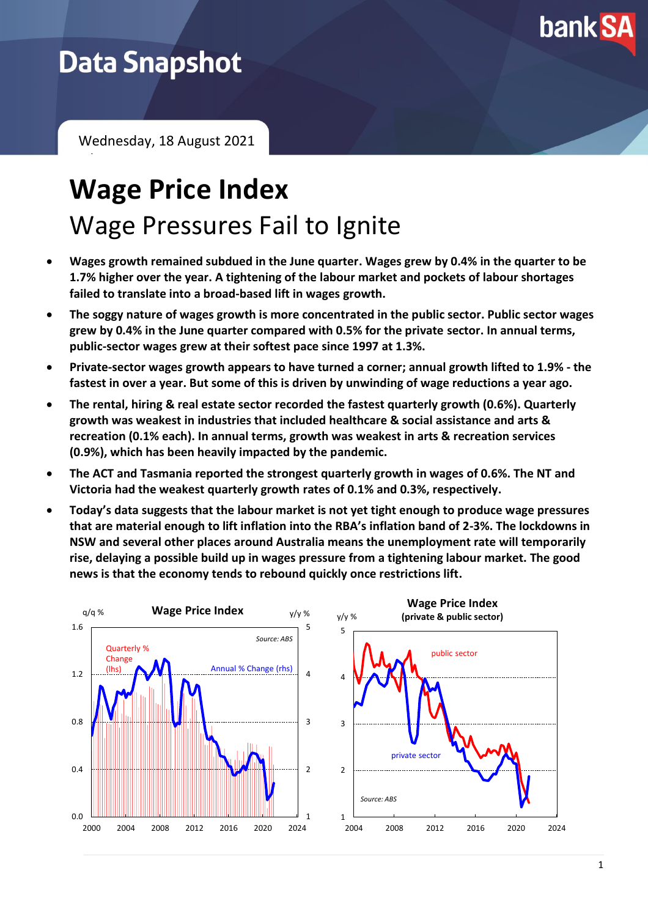# Data Snapshot

Wednesday, 18 August 2021

# Wage Price Index

## Wage Pressures Fail to Ignite

- **Wages growth remained subdued in the June quarter. Wages grew by 0.4% in the quarter to be 1.7% higher over the year. A tightening of the labour market and pockets of labour shortages failed to translate into a broad-based lift in wages growth.**
- **The soggy nature of wages growth is more concentrated in the public sector. Public sector wages grew by 0.4% in the June quarter compared with 0.5% for the private sector. In annual terms, public-sector wages grew at their softest pace since 1997 at 1.3%.**
- **Private-sector wages growth appears to have turned a corner; annual growth lifted to 1.9% - the fastest in over a year. But some of this is driven by unwinding of wage reductions a year ago.**
- **The rental, hiring & real estate sector recorded the fastest quarterly growth (0.6%). Quarterly growth was weakest in industries that included healthcare & social assistance and arts & recreation (0.1% each). In annual terms, growth was weakest in arts & recreation services (0.9%), which has been heavily impacted by the pandemic.**
- **The ACT and Tasmania reported the strongest quarterly growth in wages of 0.6%. The NT and Victoria had the weakest quarterly growth rates of 0.1% and 0.3%, respectively.**
- **Today's data suggests that the labour market is not yet tight enough to produce wage pressures that are material enough to lift inflation into the RBA's inflation band of 2-3%. The lockdowns in NSW and several other places around Australia means the unemployment rate will temporarily rise, delaying a possible build up in wages pressure from a tightening labour market. The good news is that the economy tends to rebound quickly once restrictions lift.**

**Wage Price Index**

q/q % | y/y %

Quarterly % Change (lhs) | Annual % Change (rhs)

Source: ABS

**Wage Price Index (private & public sector)**

y/y %

public sector | private sector

Source: ABS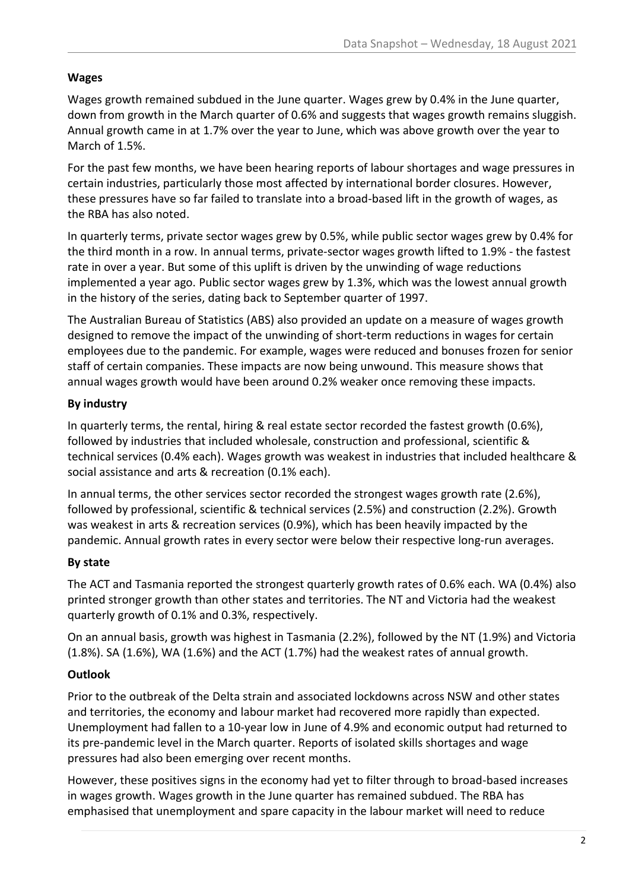**Wages**

Wages growth remained subdued in the June quarter. Wages grew by 0.4% in the June quarter, down from growth in the March quarter of 0.6% and suggests that wages growth remains sluggish. Annual growth came in at 1.7% over the year to June, which was above growth over the year to March of 1.5%.

For the past few months, we have been hearing reports of labour shortages and wage pressures in certain industries, particularly those most affected by international border closures. However, these pressures have so far failed to translate into a broad-based lift in the growth of wages, as the RBA has also noted.

In quarterly terms, private sector wages grew by 0.5%, while public sector wages grew by 0.4% for the third month in a row. In annual terms, private-sector wages growth lifted to 1.9% - the fastest rate in over a year. But some of this uplift is driven by the unwinding of wage reductions implemented a year ago. Public sector wages grew by 1.3%, which was the lowest annual growth in the history of the series, dating back to September quarter of 1997.

The Australian Bureau of Statistics (ABS) also provided an update on a measure of wages growth designed to remove the impact of the unwinding of short-term reductions in wages for certain employees due to the pandemic. For example, wages were reduced and bonuses frozen for senior staff of certain companies. These impacts are now being unwound. This measure shows that annual wages growth would have been around 0.2% weaker once removing these impacts.

**By industry**

In quarterly terms, the rental, hiring & real estate sector recorded the fastest growth (0.6%), followed by industries that included wholesale, construction and professional, scientific & technical services (0.4% each). Wages growth was weakest in industries that included healthcare & social assistance and arts & recreation (0.1% each).

In annual terms, the other services sector recorded the strongest wages growth rate (2.6%), followed by professional, scientific & technical services (2.5%) and construction (2.2%). Growth was weakest in arts & recreation services (0.9%), which has been heavily impacted by the pandemic. Annual growth rates in every sector were below their respective long-run averages.

**By state**

The ACT and Tasmania reported the strongest quarterly growth rates of 0.6% each. WA (0.4%) also printed stronger growth than other states and territories. The NT and Victoria had the weakest quarterly growth of 0.1% and 0.3%, respectively.

On an annual basis, growth was highest in Tasmania (2.2%), followed by the NT (1.9%) and Victoria (1.8%). SA (1.6%), WA (1.6%) and the ACT (1.7%) had the weakest rates of annual growth.

**Outlook**

Prior to the outbreak of the Delta strain and associated lockdowns across NSW and other states and territories, the economy and labour market had recovered more rapidly than expected. Unemployment had fallen to a 10-year low in June of 4.9% and economic output had returned to its pre-pandemic level in the March quarter. Reports of isolated skills shortages and wage pressures had also been emerging over recent months.

However, these positives signs in the economy had yet to filter through to broad-based increases in wages growth. Wages growth in the June quarter has remained subdued. The RBA has emphasised that unemployment and spare capacity in the labour market will need to reduce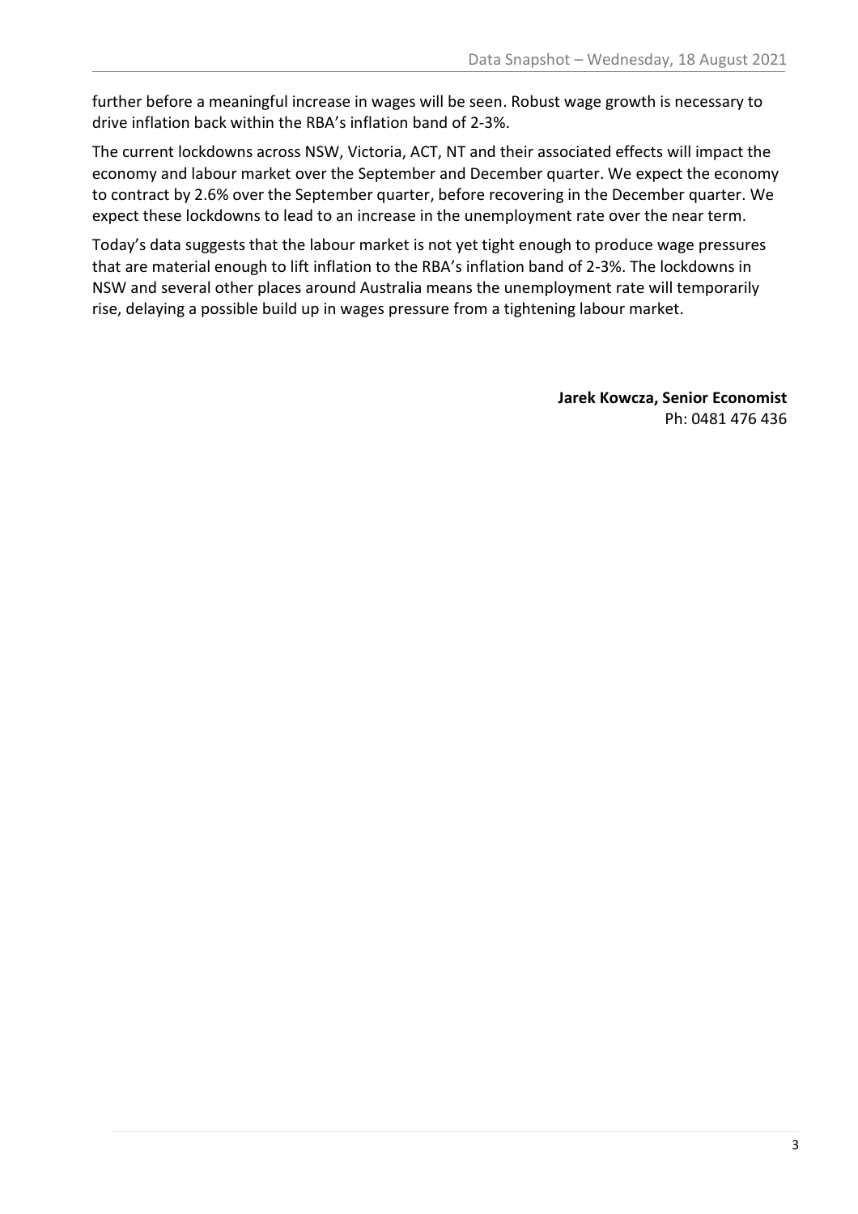further before a meaningful increase in wages will be seen. Robust wage growth is necessary to drive inflation back within the RBA's inflation band of 2-3%.

The current lockdowns across NSW, Victoria, ACT, NT and their associated effects will impact the economy and labour market over the September and December quarter. We expect the economy to contract by 2.6% over the September quarter, before recovering in the December quarter. We expect these lockdowns to lead to an increase in the unemployment rate over the near term.

Today's data suggests that the labour market is not yet tight enough to produce wage pressures that are material enough to lift inflation to the RBA's inflation band of 2-3%. The lockdowns in NSW and several other places around Australia means the unemployment rate will temporarily rise, delaying a possible build up in wages pressure from a tightening labour market.

**Jarek Kowcza, Senior Economist**
Ph: 0481 476 436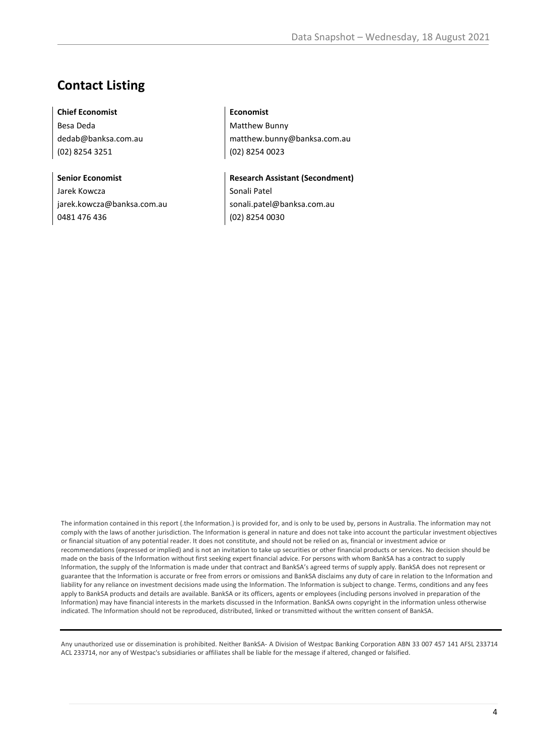## Contact Listing

**Chief Economist**
Besa Deda
dedab@banksa.com.au
(02) 8254 3251

**Senior Economist**
Jarek Kowcza
jarek.kowcza@banksa.com.au
0481 476 436

**Economist**
Matthew Bunny
matthew.bunny@banksa.com.au
(02) 8254 0023

**Research Assistant (Secondment)**
Sonali Patel
sonali.patel@banksa.com.au
(02) 8254 0030

The information contained in this report (.the Information.) is provided for, and is only to be used by, persons in Australia. The information may not comply with the laws of another jurisdiction. The Information is general in nature and does not take into account the particular investment objectives or financial situation of any potential reader. It does not constitute, and should not be relied on as, financial or investment advice or recommendations (expressed or implied) and is not an invitation to take up securities or other financial products or services. No decision should be made on the basis of the Information without first seeking expert financial advice. For persons with whom BankSA has a contract to supply Information, the supply of the Information is made under that contract and BankSA's agreed terms of supply apply. BankSA does not represent or guarantee that the Information is accurate or free from errors or omissions and BankSA disclaims any duty of care in relation to the Information and liability for any reliance on investment decisions made using the Information. The Information is subject to change. Terms, conditions and any fees apply to BankSA products and details are available. BankSA or its officers, agents or employees (including persons involved in preparation of the Information) may have financial interests in the markets discussed in the Information. BankSA owns copyright in the information unless otherwise indicated. The Information should not be reproduced, distributed, linked or transmitted without the written consent of BankSA.

Any unauthorized use or dissemination is prohibited. Neither BankSA- A Division of Westpac Banking Corporation ABN 33 007 457 141 AFSL 233714 ACL 233714, nor any of Westpac's subsidiaries or affiliates shall be liable for the message if altered, changed or falsified.